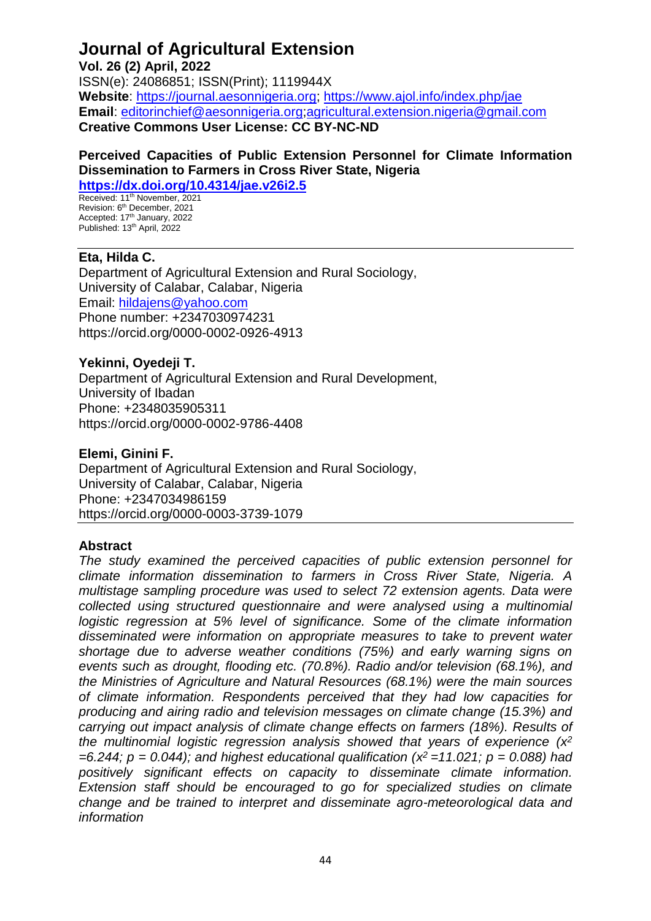# Journal of Agricultural Extension

**Vol. 26 (2) April, 2022**

ISSN(e): 24086851; ISSN(Print); 1119944X

**Website**: https://journal.aesonnigeria.org; https://www.ajol.info/index.php/jae

**Email**: editorinchief@aesonnigeria.org;agricultural.extension.nigeria@gmail.com

**Creative Commons User License: CC BY-NC-ND**

## Perceived Capacities of Public Extension Personnel for Climate Information Dissemination to Farmers in Cross River State, Nigeria

**https://dx.doi.org/10.4314/jae.v26i2.5**

Received: 11th November, 2021
Revision: 6th December, 2021
Accepted: 17th January, 2022
Published: 13th April, 2022

**Eta, Hilda C.**
Department of Agricultural Extension and Rural Sociology,
University of Calabar, Calabar, Nigeria
Email: hildajens@yahoo.com
Phone number: +2347030974231
https://orcid.org/0000-0002-0926-4913

**Yekinni, Oyedeji T.**
Department of Agricultural Extension and Rural Development,
University of Ibadan
Phone: +2348035905311
https://orcid.org/0000-0002-9786-4408

**Elemi, Ginini F.**
Department of Agricultural Extension and Rural Sociology,
University of Calabar, Calabar, Nigeria
Phone: +2347034986159
https://orcid.org/0000-0003-3739-1079

### Abstract

*The study examined the perceived capacities of public extension personnel for climate information dissemination to farmers in Cross River State, Nigeria. A multistage sampling procedure was used to select 72 extension agents. Data were collected using structured questionnaire and were analysed using a multinomial logistic regression at 5% level of significance. Some of the climate information disseminated were information on appropriate measures to take to prevent water shortage due to adverse weather conditions (75%) and early warning signs on events such as drought, flooding etc. (70.8%). Radio and/or television (68.1%), and the Ministries of Agriculture and Natural Resources (68.1%) were the main sources of climate information. Respondents perceived that they had low capacities for producing and airing radio and television messages on climate change (15.3%) and carrying out impact analysis of climate change effects on farmers (18%). Results of the multinomial logistic regression analysis showed that years of experience ($x^2$ =6.244; p = 0.044); and highest educational qualification ($x^2$ =11.021; p = 0.088) had positively significant effects on capacity to disseminate climate information. Extension staff should be encouraged to go for specialized studies on climate change and be trained to interpret and disseminate agro-meteorological data and information*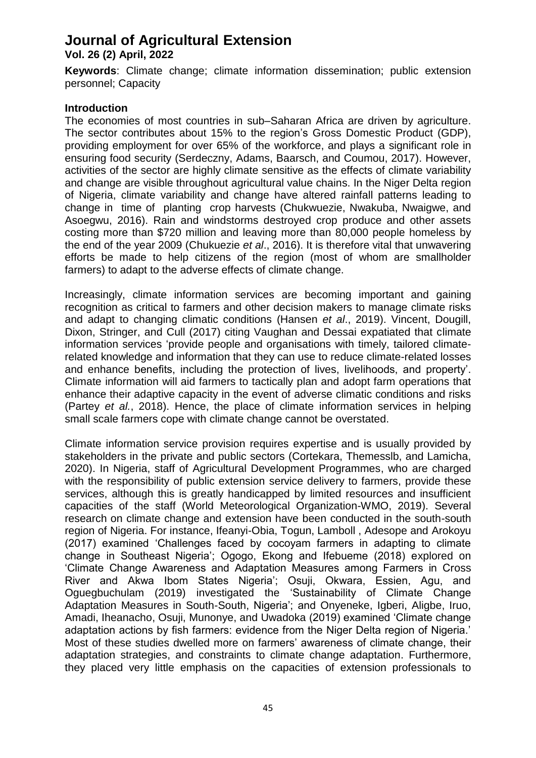**Keywords**: Climate change; climate information dissemination; public extension personnel; Capacity

## Introduction

The economies of most countries in sub–Saharan Africa are driven by agriculture. The sector contributes about 15% to the region's Gross Domestic Product (GDP), providing employment for over 65% of the workforce, and plays a significant role in ensuring food security (Serdeczny, Adams, Baarsch, and Coumou, 2017). However, activities of the sector are highly climate sensitive as the effects of climate variability and change are visible throughout agricultural value chains. In the Niger Delta region of Nigeria, climate variability and change have altered rainfall patterns leading to change in time of planting crop harvests (Chukwuezie, Nwakuba, Nwaigwe, and Asoegwu, 2016). Rain and windstorms destroyed crop produce and other assets costing more than $720 million and leaving more than 80,000 people homeless by the end of the year 2009 (Chukuezie *et al*., 2016). It is therefore vital that unwavering efforts be made to help citizens of the region (most of whom are smallholder farmers) to adapt to the adverse effects of climate change.

Increasingly, climate information services are becoming important and gaining recognition as critical to farmers and other decision makers to manage climate risks and adapt to changing climatic conditions (Hansen *et al*., 2019). Vincent, Dougill, Dixon, Stringer, and Cull (2017) citing Vaughan and Dessai expatiated that climate information services 'provide people and organisations with timely, tailored climate-related knowledge and information that they can use to reduce climate-related losses and enhance benefits, including the protection of lives, livelihoods, and property'. Climate information will aid farmers to tactically plan and adopt farm operations that enhance their adaptive capacity in the event of adverse climatic conditions and risks (Partey *et al.*, 2018). Hence, the place of climate information services in helping small scale farmers cope with climate change cannot be overstated.

Climate information service provision requires expertise and is usually provided by stakeholders in the private and public sectors (Cortekara, Themesslb, and Lamicha, 2020). In Nigeria, staff of Agricultural Development Programmes, who are charged with the responsibility of public extension service delivery to farmers, provide these services, although this is greatly handicapped by limited resources and insufficient capacities of the staff (World Meteorological Organization-WMO, 2019). Several research on climate change and extension have been conducted in the south-south region of Nigeria. For instance, Ifeanyi-Obia, Togun, Lamboll , Adesope and Arokoyu (2017) examined 'Challenges faced by cocoyam farmers in adapting to climate change in Southeast Nigeria'; Ogogo, Ekong and Ifebueme (2018) explored on 'Climate Change Awareness and Adaptation Measures among Farmers in Cross River and Akwa Ibom States Nigeria'; Osuji, Okwara, Essien, Agu, and Oguegbuchulam (2019) investigated the 'Sustainability of Climate Change Adaptation Measures in South-South, Nigeria'; and Onyeneke, Igberi, Aligbe, Iruo, Amadi, Iheanacho, Osuji, Munonye, and Uwadoka (2019) examined 'Climate change adaptation actions by fish farmers: evidence from the Niger Delta region of Nigeria.' Most of these studies dwelled more on farmers' awareness of climate change, their adaptation strategies, and constraints to climate change adaptation. Furthermore, they placed very little emphasis on the capacities of extension professionals to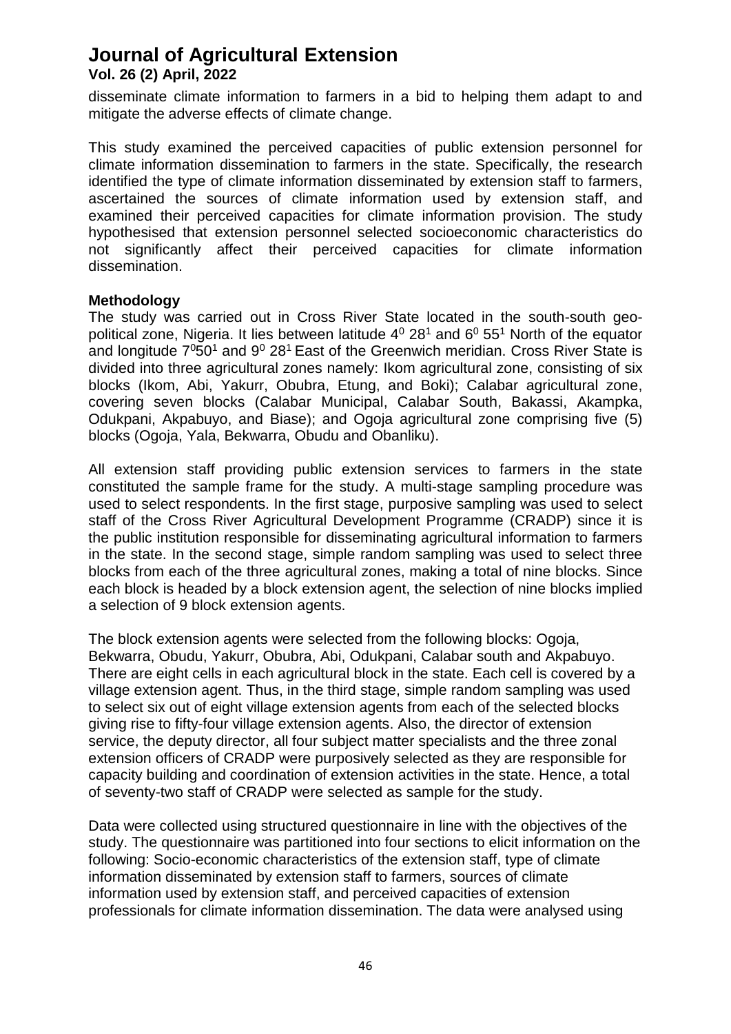disseminate climate information to farmers in a bid to helping them adapt to and mitigate the adverse effects of climate change.

This study examined the perceived capacities of public extension personnel for climate information dissemination to farmers in the state. Specifically, the research identified the type of climate information disseminated by extension staff to farmers, ascertained the sources of climate information used by extension staff, and examined their perceived capacities for climate information provision. The study hypothesised that extension personnel selected socioeconomic characteristics do not significantly affect their perceived capacities for climate information dissemination.

**Methodology**

The study was carried out in Cross River State located in the south-south geo-political zone, Nigeria. It lies between latitude $4^0$ $28^1$ and $6^0$ $55^1$ North of the equator and longitude $7^0 50^1$ and $9^0$ $28^1$ East of the Greenwich meridian. Cross River State is divided into three agricultural zones namely: Ikom agricultural zone, consisting of six blocks (Ikom, Abi, Yakurr, Obubra, Etung, and Boki); Calabar agricultural zone, covering seven blocks (Calabar Municipal, Calabar South, Bakassi, Akampka, Odukpani, Akpabuyo, and Biase); and Ogoja agricultural zone comprising five (5) blocks (Ogoja, Yala, Bekwarra, Obudu and Obanliku).

All extension staff providing public extension services to farmers in the state constituted the sample frame for the study. A multi-stage sampling procedure was used to select respondents. In the first stage, purposive sampling was used to select staff of the Cross River Agricultural Development Programme (CRADP) since it is the public institution responsible for disseminating agricultural information to farmers in the state. In the second stage, simple random sampling was used to select three blocks from each of the three agricultural zones, making a total of nine blocks. Since each block is headed by a block extension agent, the selection of nine blocks implied a selection of 9 block extension agents.

The block extension agents were selected from the following blocks: Ogoja, Bekwarra, Obudu, Yakurr, Obubra, Abi, Odukpani, Calabar south and Akpabuyo. There are eight cells in each agricultural block in the state. Each cell is covered by a village extension agent. Thus, in the third stage, simple random sampling was used to select six out of eight village extension agents from each of the selected blocks giving rise to fifty-four village extension agents. Also, the director of extension service, the deputy director, all four subject matter specialists and the three zonal extension officers of CRADP were purposively selected as they are responsible for capacity building and coordination of extension activities in the state. Hence, a total of seventy-two staff of CRADP were selected as sample for the study.

Data were collected using structured questionnaire in line with the objectives of the study. The questionnaire was partitioned into four sections to elicit information on the following: Socio-economic characteristics of the extension staff, type of climate information disseminated by extension staff to farmers, sources of climate information used by extension staff, and perceived capacities of extension professionals for climate information dissemination. The data were analysed using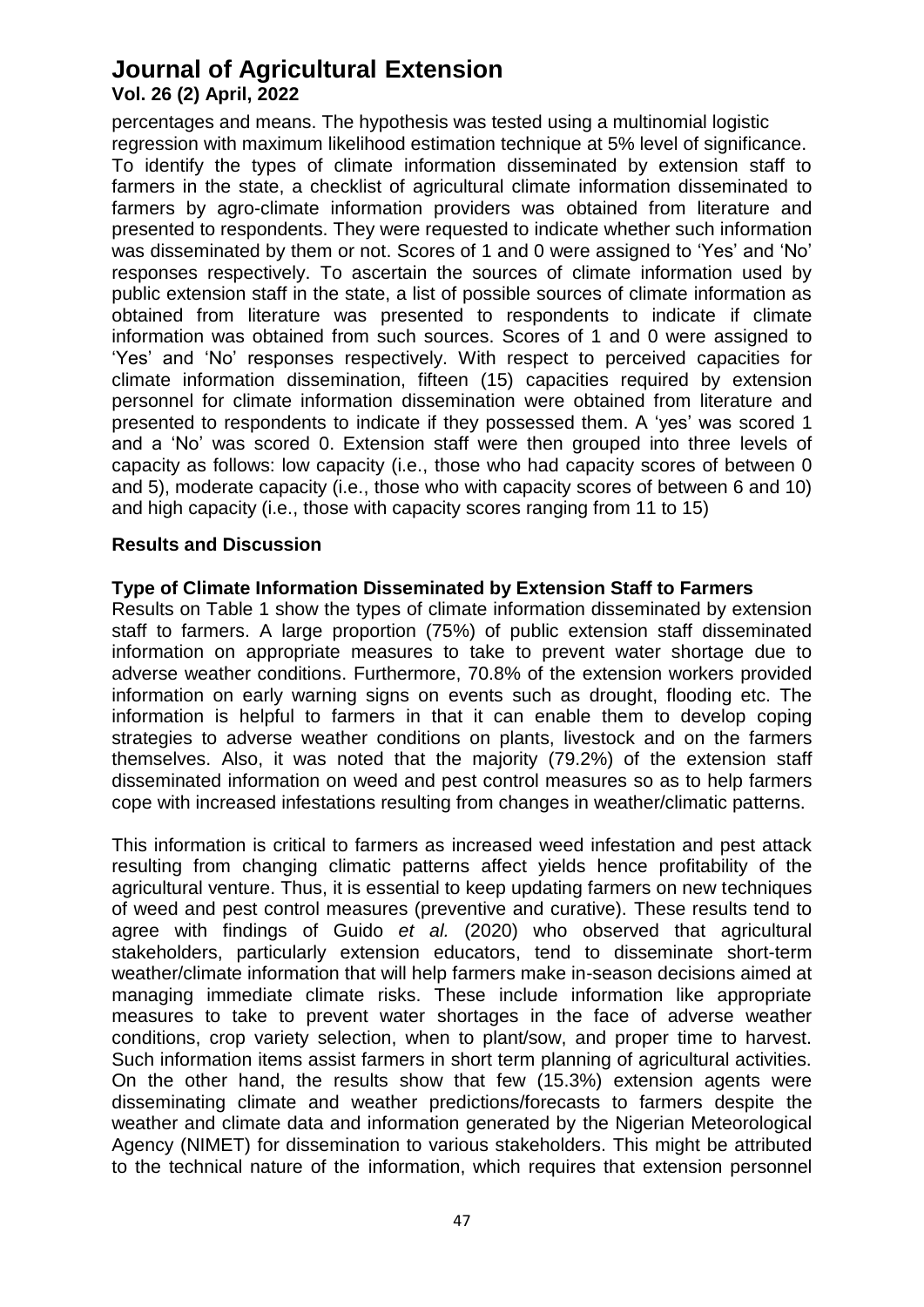percentages and means. The hypothesis was tested using a multinomial logistic regression with maximum likelihood estimation technique at 5% level of significance. To identify the types of climate information disseminated by extension staff to farmers in the state, a checklist of agricultural climate information disseminated to farmers by agro-climate information providers was obtained from literature and presented to respondents. They were requested to indicate whether such information was disseminated by them or not. Scores of 1 and 0 were assigned to 'Yes' and 'No' responses respectively. To ascertain the sources of climate information used by public extension staff in the state, a list of possible sources of climate information as obtained from literature was presented to respondents to indicate if climate information was obtained from such sources. Scores of 1 and 0 were assigned to 'Yes' and 'No' responses respectively. With respect to perceived capacities for climate information dissemination, fifteen (15) capacities required by extension personnel for climate information dissemination were obtained from literature and presented to respondents to indicate if they possessed them. A 'yes' was scored 1 and a 'No' was scored 0. Extension staff were then grouped into three levels of capacity as follows: low capacity (i.e., those who had capacity scores of between 0 and 5), moderate capacity (i.e., those who with capacity scores of between 6 and 10) and high capacity (i.e., those with capacity scores ranging from 11 to 15)

## Results and Discussion

### Type of Climate Information Disseminated by Extension Staff to Farmers

Results on Table 1 show the types of climate information disseminated by extension staff to farmers. A large proportion (75%) of public extension staff disseminated information on appropriate measures to take to prevent water shortage due to adverse weather conditions. Furthermore, 70.8% of the extension workers provided information on early warning signs on events such as drought, flooding etc. The information is helpful to farmers in that it can enable them to develop coping strategies to adverse weather conditions on plants, livestock and on the farmers themselves. Also, it was noted that the majority (79.2%) of the extension staff disseminated information on weed and pest control measures so as to help farmers cope with increased infestations resulting from changes in weather/climatic patterns.

This information is critical to farmers as increased weed infestation and pest attack resulting from changing climatic patterns affect yields hence profitability of the agricultural venture. Thus, it is essential to keep updating farmers on new techniques of weed and pest control measures (preventive and curative). These results tend to agree with findings of Guido *et al.* (2020) who observed that agricultural stakeholders, particularly extension educators, tend to disseminate short-term weather/climate information that will help farmers make in-season decisions aimed at managing immediate climate risks. These include information like appropriate measures to take to prevent water shortages in the face of adverse weather conditions, crop variety selection, when to plant/sow, and proper time to harvest. Such information items assist farmers in short term planning of agricultural activities. On the other hand, the results show that few (15.3%) extension agents were disseminating climate and weather predictions/forecasts to farmers despite the weather and climate data and information generated by the Nigerian Meteorological Agency (NIMET) for dissemination to various stakeholders. This might be attributed to the technical nature of the information, which requires that extension personnel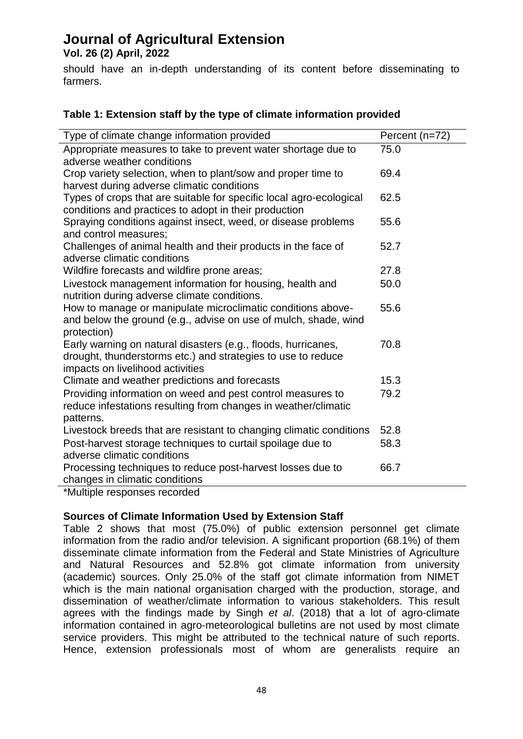should have an in-depth understanding of its content before disseminating to farmers.

**Table 1: Extension staff by the type of climate information provided**

| Type of climate change information provided | Percent (n=72) |
|---|---|
| Appropriate measures to take to prevent water shortage due to adverse weather conditions | 75.0 |
| Crop variety selection, when to plant/sow and proper time to harvest during adverse climatic conditions | 69.4 |
| Types of crops that are suitable for specific local agro-ecological conditions and practices to adopt in their production | 62.5 |
| Spraying conditions against insect, weed, or disease problems and control measures; | 55.6 |
| Challenges of animal health and their products in the face of adverse climatic conditions | 52.7 |
| Wildfire forecasts and wildfire prone areas; | 27.8 |
| Livestock management information for housing, health and nutrition during adverse climate conditions. | 50.0 |
| How to manage or manipulate microclimatic conditions above- and below the ground (e.g., advise on use of mulch, shade, wind protection) | 55.6 |
| Early warning on natural disasters (e.g., floods, hurricanes, drought, thunderstorms etc.) and strategies to use to reduce impacts on livelihood activities | 70.8 |
| Climate and weather predictions and forecasts | 15.3 |
| Providing information on weed and pest control measures to reduce infestations resulting from changes in weather/climatic patterns. | 79.2 |
| Livestock breeds that are resistant to changing climatic conditions | 52.8 |
| Post-harvest storage techniques to curtail spoilage due to adverse climatic conditions | 58.3 |
| Processing techniques to reduce post-harvest losses due to changes in climatic conditions | 66.7 |

*Multiple responses recorded

**Sources of Climate Information Used by Extension Staff**

Table 2 shows that most (75.0%) of public extension personnel get climate information from the radio and/or television. A significant proportion (68.1%) of them disseminate climate information from the Federal and State Ministries of Agriculture and Natural Resources and 52.8% got climate information from university (academic) sources. Only 25.0% of the staff got climate information from NIMET which is the main national organisation charged with the production, storage, and dissemination of weather/climate information to various stakeholders. This result agrees with the findings made by Singh *et al*. (2018) that a lot of agro-climate information contained in agro-meteorological bulletins are not used by most climate service providers. This might be attributed to the technical nature of such reports. Hence, extension professionals most of whom are generalists require an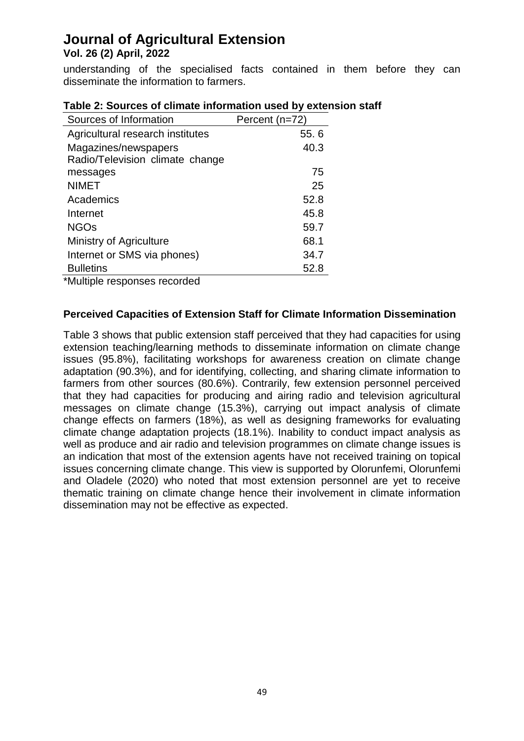understanding of the specialised facts contained in them before they can disseminate the information to farmers.

**Table 2: Sources of climate information used by extension staff**

| Sources of Information | Percent (n=72) |
|---|---|
| Agricultural research institutes | 55. 6 |
| Magazines/newspapers | 40.3 |
| Radio/Television climate change messages | 75 |
| NIMET | 25 |
| Academics | 52.8 |
| Internet | 45.8 |
| NGOs | 59.7 |
| Ministry of Agriculture | 68.1 |
| Internet or SMS via phones) | 34.7 |
| Bulletins | 52.8 |

*Multiple responses recorded

**Perceived Capacities of Extension Staff for Climate Information Dissemination**

Table 3 shows that public extension staff perceived that they had capacities for using extension teaching/learning methods to disseminate information on climate change issues (95.8%), facilitating workshops for awareness creation on climate change adaptation (90.3%), and for identifying, collecting, and sharing climate information to farmers from other sources (80.6%). Contrarily, few extension personnel perceived that they had capacities for producing and airing radio and television agricultural messages on climate change (15.3%), carrying out impact analysis of climate change effects on farmers (18%), as well as designing frameworks for evaluating climate change adaptation projects (18.1%). Inability to conduct impact analysis as well as produce and air radio and television programmes on climate change issues is an indication that most of the extension agents have not received training on topical issues concerning climate change. This view is supported by Olorunfemi, Olorunfemi and Oladele (2020) who noted that most extension personnel are yet to receive thematic training on climate change hence their involvement in climate information dissemination may not be effective as expected.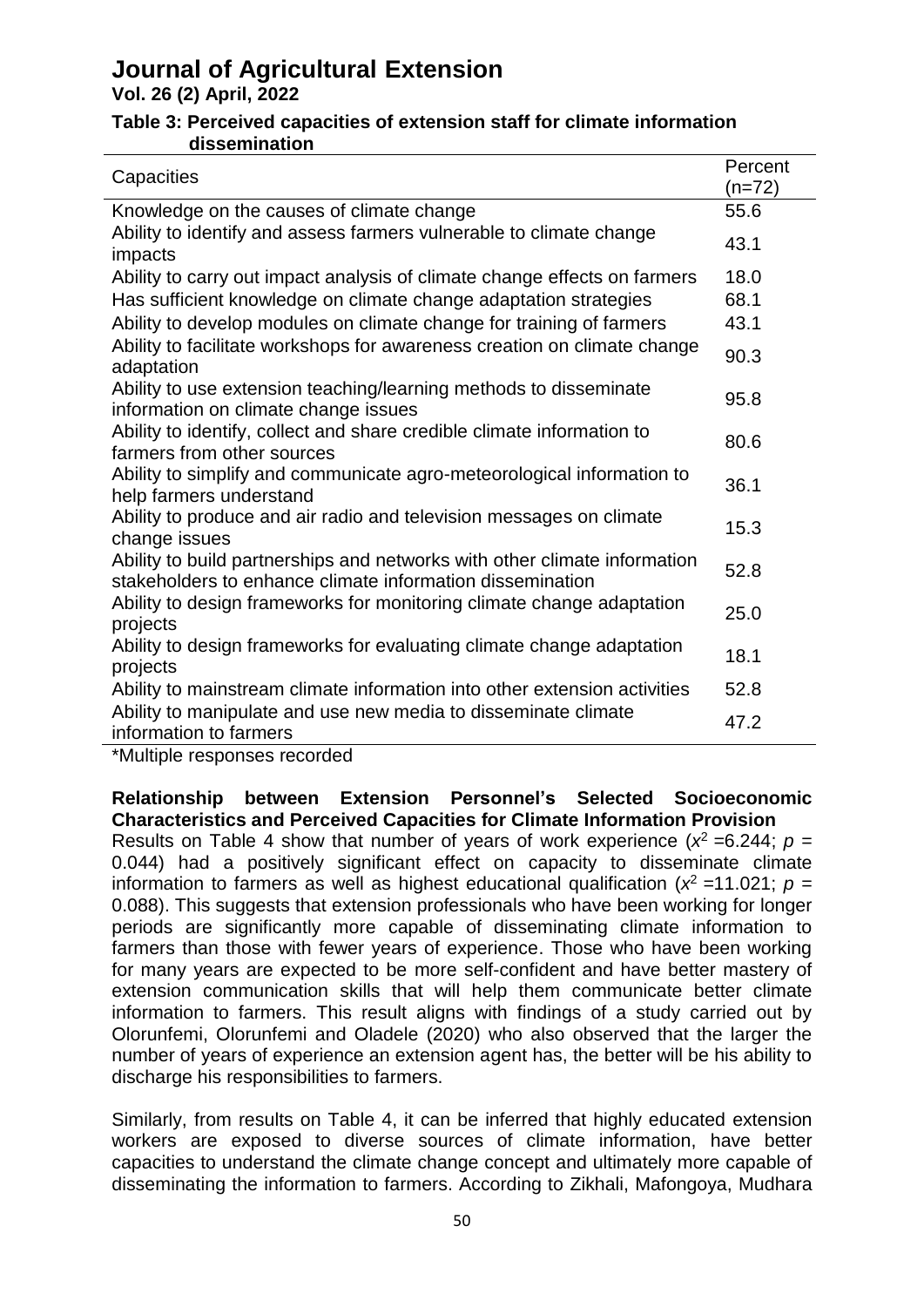**Table 3: Perceived capacities of extension staff for climate information dissemination**

| Capacities | Percent (n=72) |
|---|---|
| Knowledge on the causes of climate change | 55.6 |
| Ability to identify and assess farmers vulnerable to climate change impacts | 43.1 |
| Ability to carry out impact analysis of climate change effects on farmers | 18.0 |
| Has sufficient knowledge on climate change adaptation strategies | 68.1 |
| Ability to develop modules on climate change for training of farmers | 43.1 |
| Ability to facilitate workshops for awareness creation on climate change adaptation | 90.3 |
| Ability to use extension teaching/learning methods to disseminate information on climate change issues | 95.8 |
| Ability to identify, collect and share credible climate information to farmers from other sources | 80.6 |
| Ability to simplify and communicate agro-meteorological information to help farmers understand | 36.1 |
| Ability to produce and air radio and television messages on climate change issues | 15.3 |
| Ability to build partnerships and networks with other climate information stakeholders to enhance climate information dissemination | 52.8 |
| Ability to design frameworks for monitoring climate change adaptation projects | 25.0 |
| Ability to design frameworks for evaluating climate change adaptation projects | 18.1 |
| Ability to mainstream climate information into other extension activities | 52.8 |
| Ability to manipulate and use new media to disseminate climate information to farmers | 47.2 |

*Multiple responses recorded

**Relationship between Extension Personnel's Selected Socioeconomic Characteristics and Perceived Capacities for Climate Information Provision**

Results on Table 4 show that number of years of work experience ($x^2$ =6.244; $p$ = 0.044) had a positively significant effect on capacity to disseminate climate information to farmers as well as highest educational qualification ($x^2$ =11.021; $p$ = 0.088). This suggests that extension professionals who have been working for longer periods are significantly more capable of disseminating climate information to farmers than those with fewer years of experience. Those who have been working for many years are expected to be more self-confident and have better mastery of extension communication skills that will help them communicate better climate information to farmers. This result aligns with findings of a study carried out by Olorunfemi, Olorunfemi and Oladele (2020) who also observed that the larger the number of years of experience an extension agent has, the better will be his ability to discharge his responsibilities to farmers.

Similarly, from results on Table 4, it can be inferred that highly educated extension workers are exposed to diverse sources of climate information, have better capacities to understand the climate change concept and ultimately more capable of disseminating the information to farmers. According to Zikhali, Mafongoya, Mudhara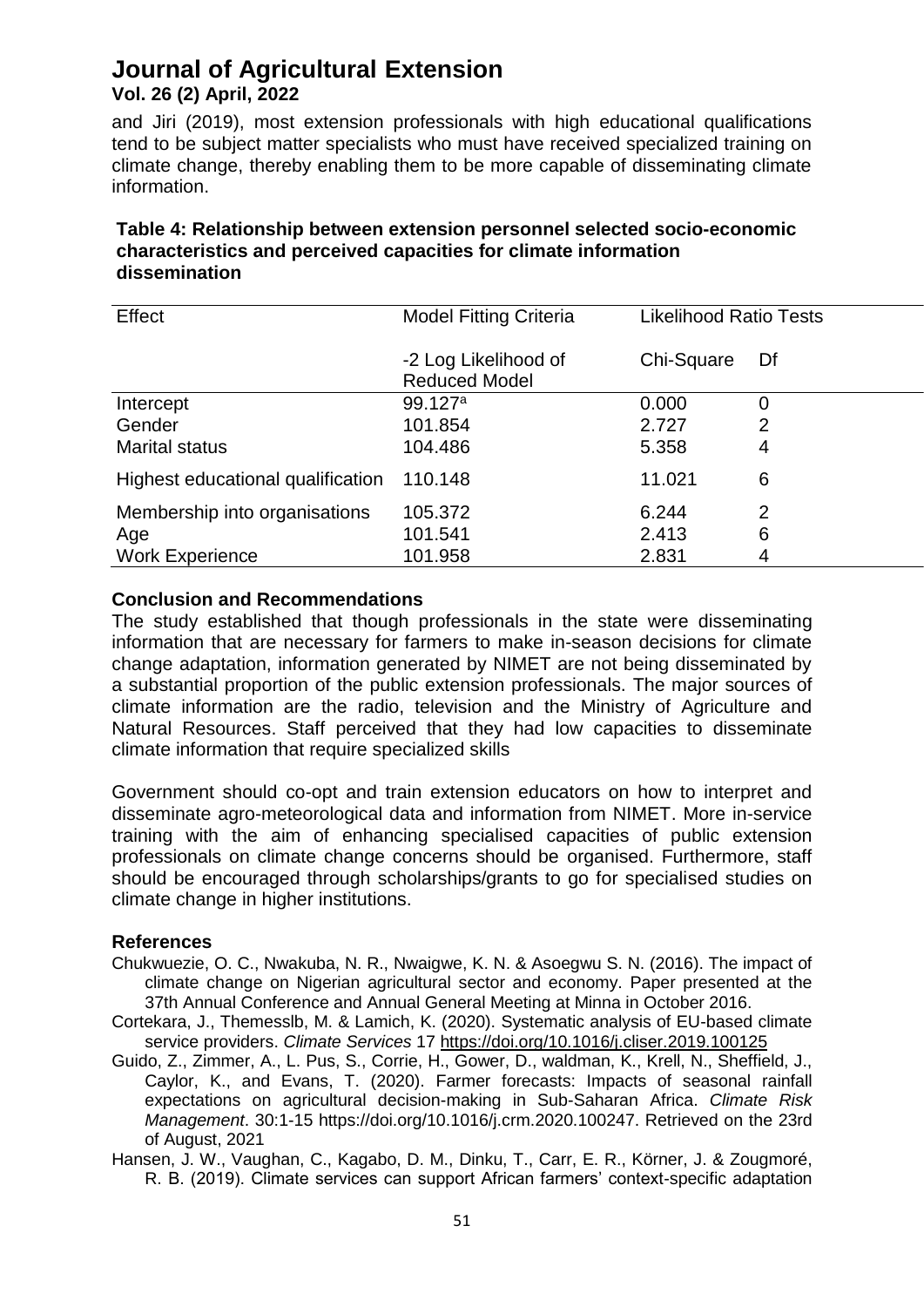and Jiri (2019), most extension professionals with high educational qualifications tend to be subject matter specialists who must have received specialized training on climate change, thereby enabling them to be more capable of disseminating climate information.

**Table 4: Relationship between extension personnel selected socio-economic characteristics and perceived capacities for climate information dissemination**

| Effect | Model Fitting Criteria | Likelihood Ratio Tests | |
|---|---|---|---|
| | -2 Log Likelihood of Reduced Model | Chi-Square | Df |
| Intercept | 99.127[a] | 0.000 | 0 |
| Gender | 101.854 | 2.727 | 2 |
| Marital status | 104.486 | 5.358 | 4 |
| Highest educational qualification | 110.148 | 11.021 | 6 |
| Membership into organisations | 105.372 | 6.244 | 2 |
| Age | 101.541 | 2.413 | 6 |
| Work Experience | 101.958 | 2.831 | 4 |

## Conclusion and Recommendations

The study established that though professionals in the state were disseminating information that are necessary for farmers to make in-season decisions for climate change adaptation, information generated by NIMET are not being disseminated by a substantial proportion of the public extension professionals. The major sources of climate information are the radio, television and the Ministry of Agriculture and Natural Resources. Staff perceived that they had low capacities to disseminate climate information that require specialized skills

Government should co-opt and train extension educators on how to interpret and disseminate agro-meteorological data and information from NIMET. More in-service training with the aim of enhancing specialised capacities of public extension professionals on climate change concerns should be organised. Furthermore, staff should be encouraged through scholarships/grants to go for specialised studies on climate change in higher institutions.

## References

Chukwuezie, O. C., Nwakuba, N. R., Nwaigwe, K. N. & Asoegwu S. N. (2016). The impact of climate change on Nigerian agricultural sector and economy. Paper presented at the 37th Annual Conference and Annual General Meeting at Minna in October 2016.

Cortekara, J., Themesslb, M. & Lamich, K. (2020). Systematic analysis of EU-based climate service providers. *Climate Services* 17 https://doi.org/10.1016/j.cliser.2019.100125

Guido, Z., Zimmer, A., L. Pus, S., Corrie, H., Gower, D., waldman, K., Krell, N., Sheffield, J., Caylor, K., and Evans, T. (2020). Farmer forecasts: Impacts of seasonal rainfall expectations on agricultural decision-making in Sub-Saharan Africa. *Climate Risk Management*. 30:1-15 https://doi.org/10.1016/j.crm.2020.100247. Retrieved on the 23rd of August, 2021

Hansen, J. W., Vaughan, C., Kagabo, D. M., Dinku, T., Carr, E. R., Körner, J. & Zougmoré, R. B. (2019). Climate services can support African farmers' context-specific adaptation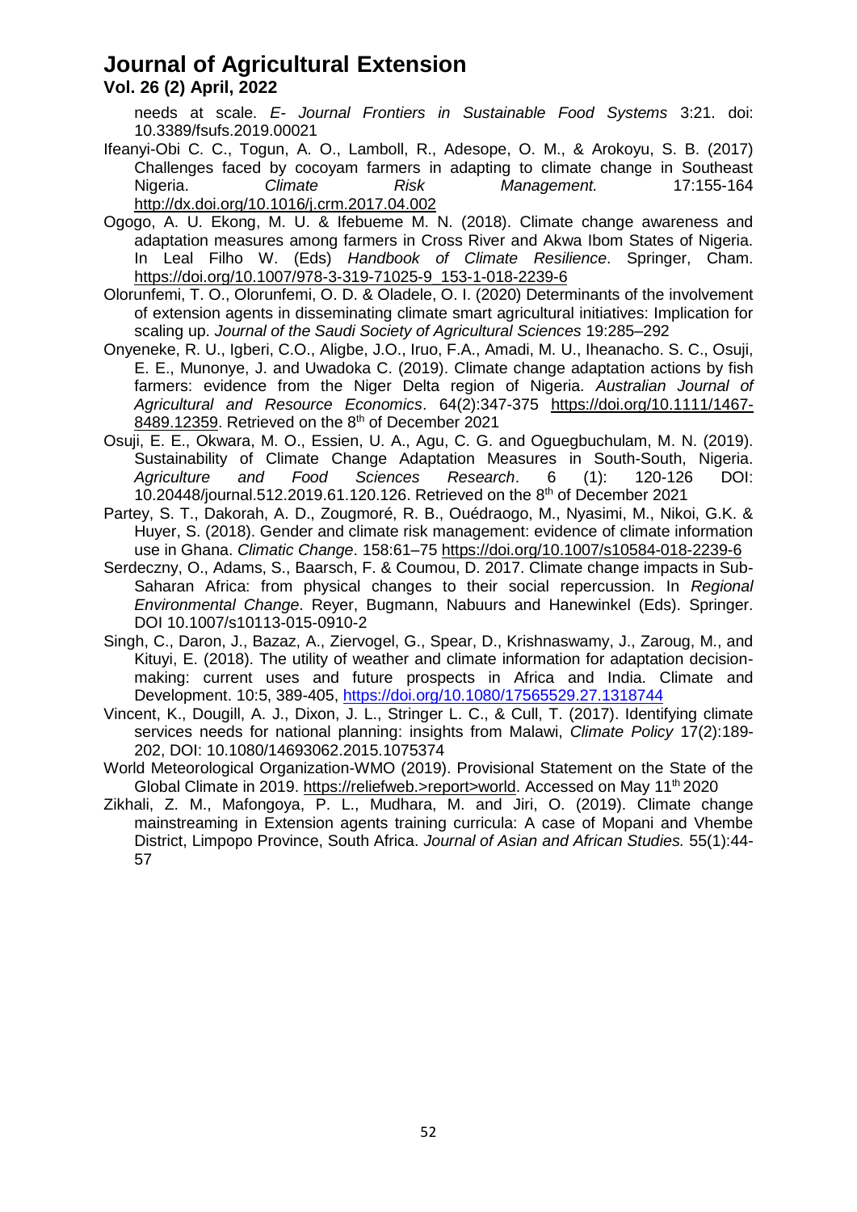needs at scale. *E- Journal Frontiers in Sustainable Food Systems* 3:21. doi: 10.3389/fsufs.2019.00021

Ifeanyi-Obi C. C., Togun, A. O., Lamboll, R., Adesope, O. M., & Arokoyu, S. B. (2017) Challenges faced by cocoyam farmers in adapting to climate change in Southeast Nigeria. *Climate Risk Management.* 17:155-164 http://dx.doi.org/10.1016/j.crm.2017.04.002

Ogogo, A. U. Ekong, M. U. & Ifebueme M. N. (2018). Climate change awareness and adaptation measures among farmers in Cross River and Akwa Ibom States of Nigeria. In Leal Filho W. (Eds) *Handbook of Climate Resilience*. Springer, Cham. https://doi.org/10.1007/978-3-319-71025-9_153-1-018-2239-6

Olorunfemi, T. O., Olorunfemi, O. D. & Oladele, O. I. (2020) Determinants of the involvement of extension agents in disseminating climate smart agricultural initiatives: Implication for scaling up. *Journal of the Saudi Society of Agricultural Sciences* 19:285–292

Onyeneke, R. U., Igberi, C.O., Aligbe, J.O., Iruo, F.A., Amadi, M. U., Iheanacho. S. C., Osuji, E. E., Munonye, J. and Uwadoka C. (2019). Climate change adaptation actions by fish farmers: evidence from the Niger Delta region of Nigeria. *Australian Journal of Agricultural and Resource Economics*. 64(2):347-375 https://doi.org/10.1111/1467-8489.12359. Retrieved on the 8th of December 2021

Osuji, E. E., Okwara, M. O., Essien, U. A., Agu, C. G. and Oguegbuchulam, M. N. (2019). Sustainability of Climate Change Adaptation Measures in South-South, Nigeria. *Agriculture and Food Sciences Research*. 6 (1): 120-126 DOI: 10.20448/journal.512.2019.61.120.126. Retrieved on the 8th of December 2021

Partey, S. T., Dakorah, A. D., Zougmoré, R. B., Ouédraogo, M., Nyasimi, M., Nikoi, G.K. & Huyer, S. (2018). Gender and climate risk management: evidence of climate information use in Ghana. *Climatic Change*. 158:61–75 https://doi.org/10.1007/s10584-018-2239-6

Serdeczny, O., Adams, S., Baarsch, F. & Coumou, D. 2017. Climate change impacts in Sub-Saharan Africa: from physical changes to their social repercussion. In *Regional Environmental Change*. Reyer, Bugmann, Nabuurs and Hanewinkel (Eds). Springer. DOI 10.1007/s10113-015-0910-2

Singh, C., Daron, J., Bazaz, A., Ziervogel, G., Spear, D., Krishnaswamy, J., Zaroug, M., and Kituyi, E. (2018). The utility of weather and climate information for adaptation decision-making: current uses and future prospects in Africa and India. Climate and Development. 10:5, 389-405, https://doi.org/10.1080/17565529.27.1318744

Vincent, K., Dougill, A. J., Dixon, J. L., Stringer L. C., & Cull, T. (2017). Identifying climate services needs for national planning: insights from Malawi, *Climate Policy* 17(2):189-202, DOI: 10.1080/14693062.2015.1075374

World Meteorological Organization-WMO (2019). Provisional Statement on the State of the Global Climate in 2019. https://reliefweb.>report>world. Accessed on May 11th 2020

Zikhali, Z. M., Mafongoya, P. L., Mudhara, M. and Jiri, O. (2019). Climate change mainstreaming in Extension agents training curricula: A case of Mopani and Vhembe District, Limpopo Province, South Africa. *Journal of Asian and African Studies.* 55(1):44-57